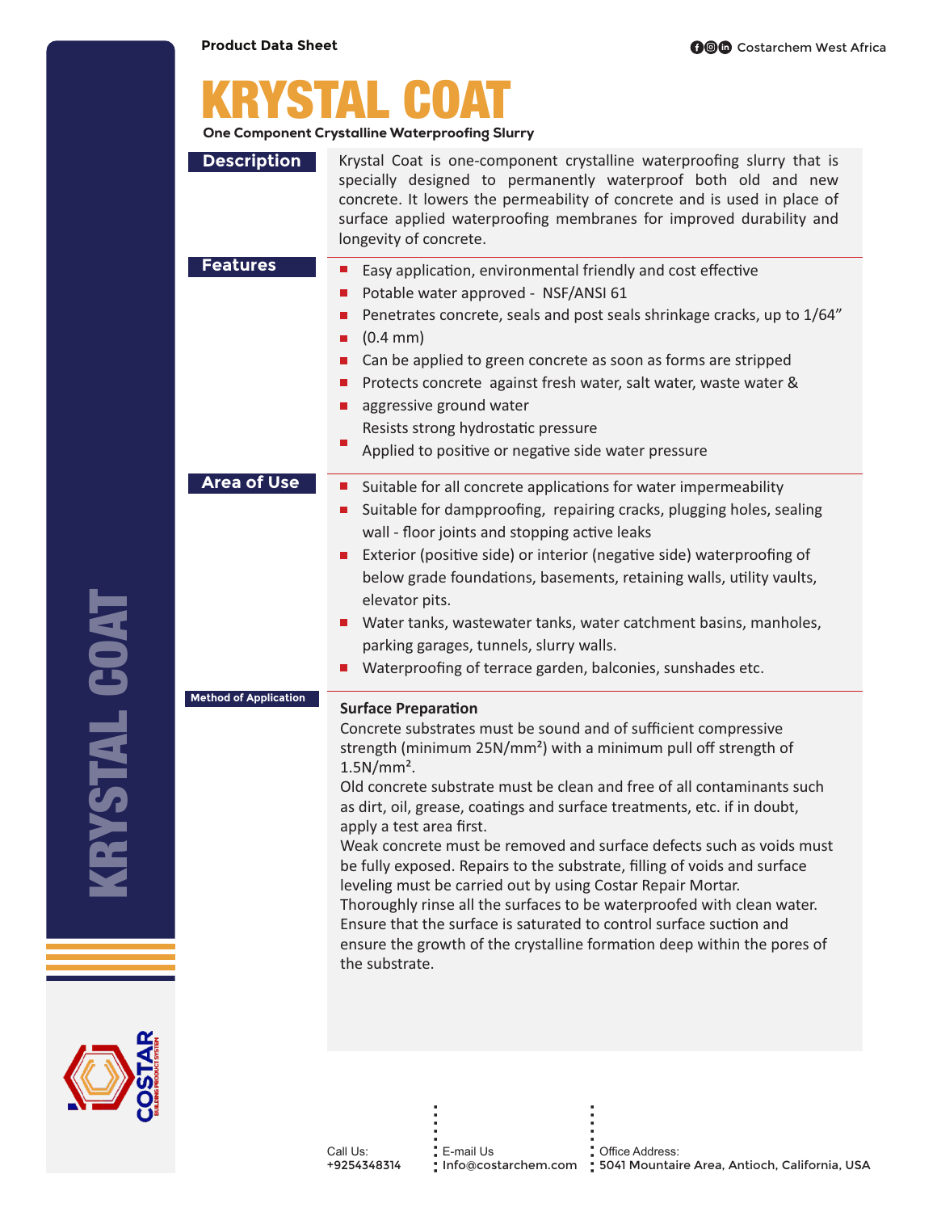Product Data Sheet

Costarchem West Africa

# KRYSTAL COAT

**One Component Crystalline Waterproofing Slurry**

## Description

Krystal Coat is one-component crystalline waterproofing slurry that is specially designed to permanently waterproof both old and new concrete. It lowers the permeability of concrete and is used in place of surface applied waterproofing membranes for improved durability and longevity of concrete.

## Features

- Easy application, environmental friendly and cost effective
- Potable water approved - NSF/ANSI 61
- Penetrates concrete, seals and post seals shrinkage cracks, up to 1/64"
- (0.4 mm)
- Can be applied to green concrete as soon as forms are stripped
- Protects concrete against fresh water, salt water, waste water &
- aggressive ground water
  Resists strong hydrostatic pressure
- Applied to positive or negative side water pressure

## Area of Use

- Suitable for all concrete applications for water impermeability
- Suitable for dampproofing, repairing cracks, plugging holes, sealing wall - floor joints and stopping active leaks
- Exterior (positive side) or interior (negative side) waterproofing of below grade foundations, basements, retaining walls, utility vaults, elevator pits.
- Water tanks, wastewater tanks, water catchment basins, manholes, parking garages, tunnels, slurry walls.
- Waterproofing of terrace garden, balconies, sunshades etc.

## Method of Application

**Surface Preparation**

Concrete substrates must be sound and of sufficient compressive strength (minimum 25N/mm²) with a minimum pull off strength of 1.5N/mm².

Old concrete substrate must be clean and free of all contaminants such as dirt, oil, grease, coatings and surface treatments, etc. if in doubt, apply a test area first.

Weak concrete must be removed and surface defects such as voids must be fully exposed. Repairs to the substrate, filling of voids and surface leveling must be carried out by using Costar Repair Mortar.

Thoroughly rinse all the surfaces to be waterproofed with clean water. Ensure that the surface is saturated to control surface suction and ensure the growth of the crystalline formation deep within the pores of the substrate.

Call Us: +9254348314 | E-mail Us Info@costarchem.com | Office Address: 5041 Mountaire Area, Antioch, California, USA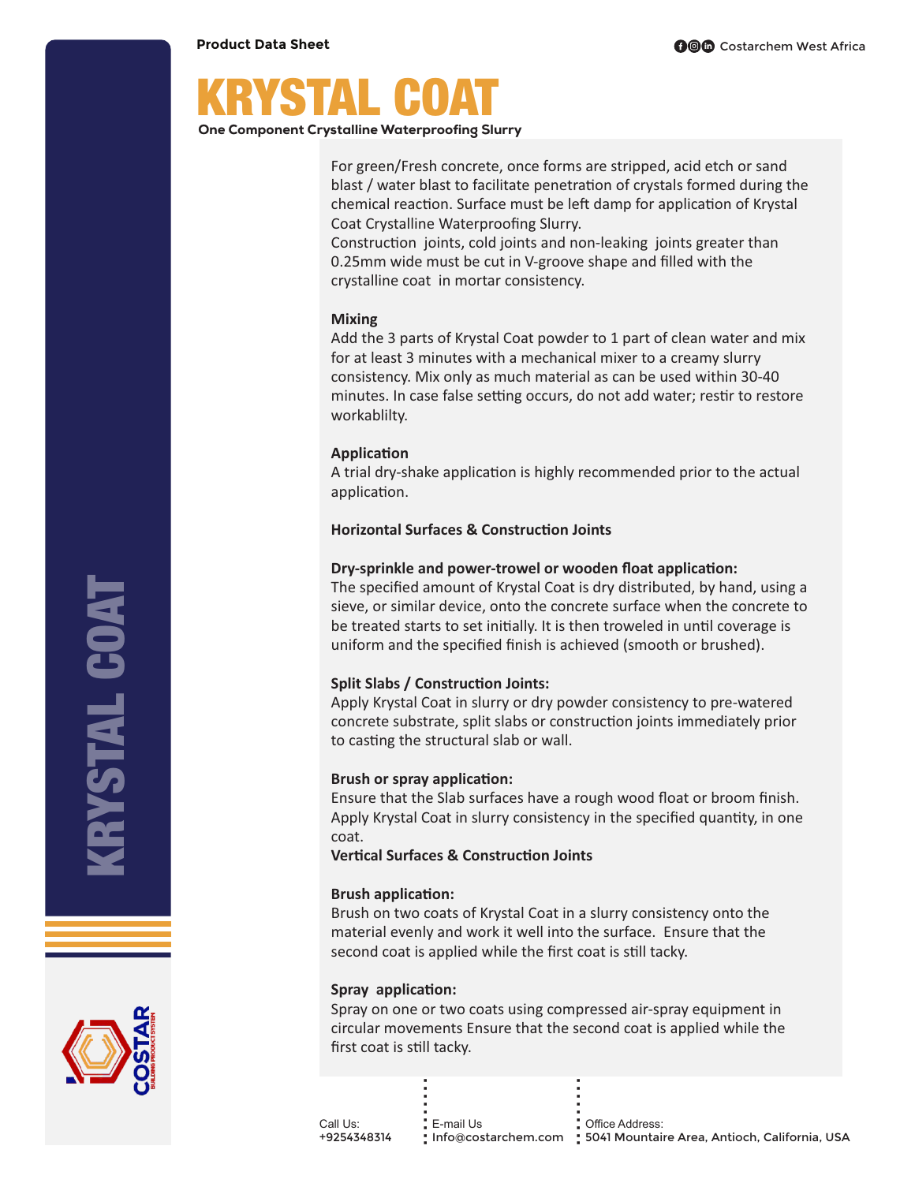# KRYSTAL COAT

**One Component Crystalline Waterproofing Slurry**

For green/Fresh concrete, once forms are stripped, acid etch or sand blast / water blast to facilitate penetration of crystals formed during the chemical reaction. Surface must be left damp for application of Krystal Coat Crystalline Waterproofing Slurry.
Construction joints, cold joints and non-leaking joints greater than 0.25mm wide must be cut in V-groove shape and filled with the crystalline coat in mortar consistency.

**Mixing**
Add the 3 parts of Krystal Coat powder to 1 part of clean water and mix for at least 3 minutes with a mechanical mixer to a creamy slurry consistency. Mix only as much material as can be used within 30-40 minutes. In case false setting occurs, do not add water; restir to restore workablilty.

**Application**
A trial dry-shake application is highly recommended prior to the actual application.

**Horizontal Surfaces & Construction Joints**

**Dry-sprinkle and power-trowel or wooden float application:**
The specified amount of Krystal Coat is dry distributed, by hand, using a sieve, or similar device, onto the concrete surface when the concrete to be treated starts to set initially. It is then troweled in until coverage is uniform and the specified finish is achieved (smooth or brushed).

**Split Slabs / Construction Joints:**
Apply Krystal Coat in slurry or dry powder consistency to pre-watered concrete substrate, split slabs or construction joints immediately prior to casting the structural slab or wall.

**Brush or spray application:**
Ensure that the Slab surfaces have a rough wood float or broom finish. Apply Krystal Coat in slurry consistency in the specified quantity, in one coat.

**Vertical Surfaces & Construction Joints**

**Brush application:**
Brush on two coats of Krystal Coat in a slurry consistency onto the material evenly and work it well into the surface. Ensure that the second coat is applied while the first coat is still tacky.

**Spray application:**
Spray on one or two coats using compressed air-spray equipment in circular movements Ensure that the second coat is applied while the first coat is still tacky.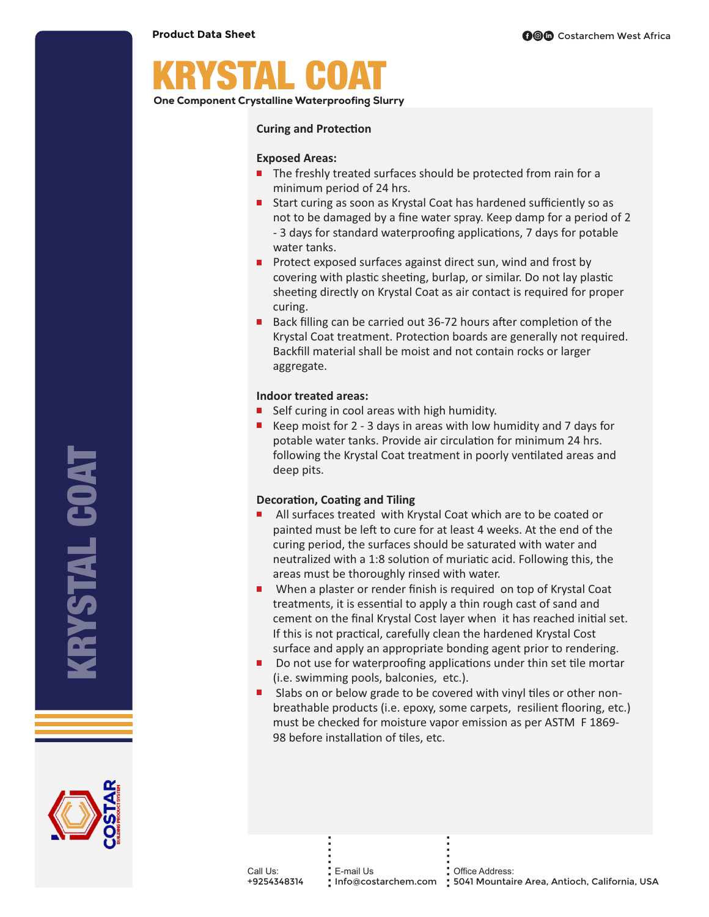# KRYSTAL COAT

One Component Crystalline Waterproofing Slurry

**Curing and Protection**

**Exposed Areas:**

- The freshly treated surfaces should be protected from rain for a minimum period of 24 hrs.
- Start curing as soon as Krystal Coat has hardened sufficiently so as not to be damaged by a fine water spray. Keep damp for a period of 2 - 3 days for standard waterproofing applications, 7 days for potable water tanks.
- Protect exposed surfaces against direct sun, wind and frost by covering with plastic sheeting, burlap, or similar. Do not lay plastic sheeting directly on Krystal Coat as air contact is required for proper curing.
- Back filling can be carried out 36-72 hours after completion of the Krystal Coat treatment. Protection boards are generally not required. Backfill material shall be moist and not contain rocks or larger aggregate.

**Indoor treated areas:**

- Self curing in cool areas with high humidity.
- Keep moist for 2 - 3 days in areas with low humidity and 7 days for potable water tanks. Provide air circulation for minimum 24 hrs. following the Krystal Coat treatment in poorly ventilated areas and deep pits.

**Decoration, Coating and Tiling**

- All surfaces treated with Krystal Coat which are to be coated or painted must be left to cure for at least 4 weeks. At the end of the curing period, the surfaces should be saturated with water and neutralized with a 1:8 solution of muriatic acid. Following this, the areas must be thoroughly rinsed with water.
- When a plaster or render finish is required on top of Krystal Coat treatments, it is essential to apply a thin rough cast of sand and cement on the final Krystal Cost layer when it has reached initial set. If this is not practical, carefully clean the hardened Krystal Cost surface and apply an appropriate bonding agent prior to rendering.
- Do not use for waterproofing applications under thin set tile mortar (i.e. swimming pools, balconies, etc.).
- Slabs on or below grade to be covered with vinyl tiles or other non-breathable products (i.e. epoxy, some carpets, resilient flooring, etc.) must be checked for moisture vapor emission as per ASTM F 1869-98 before installation of tiles, etc.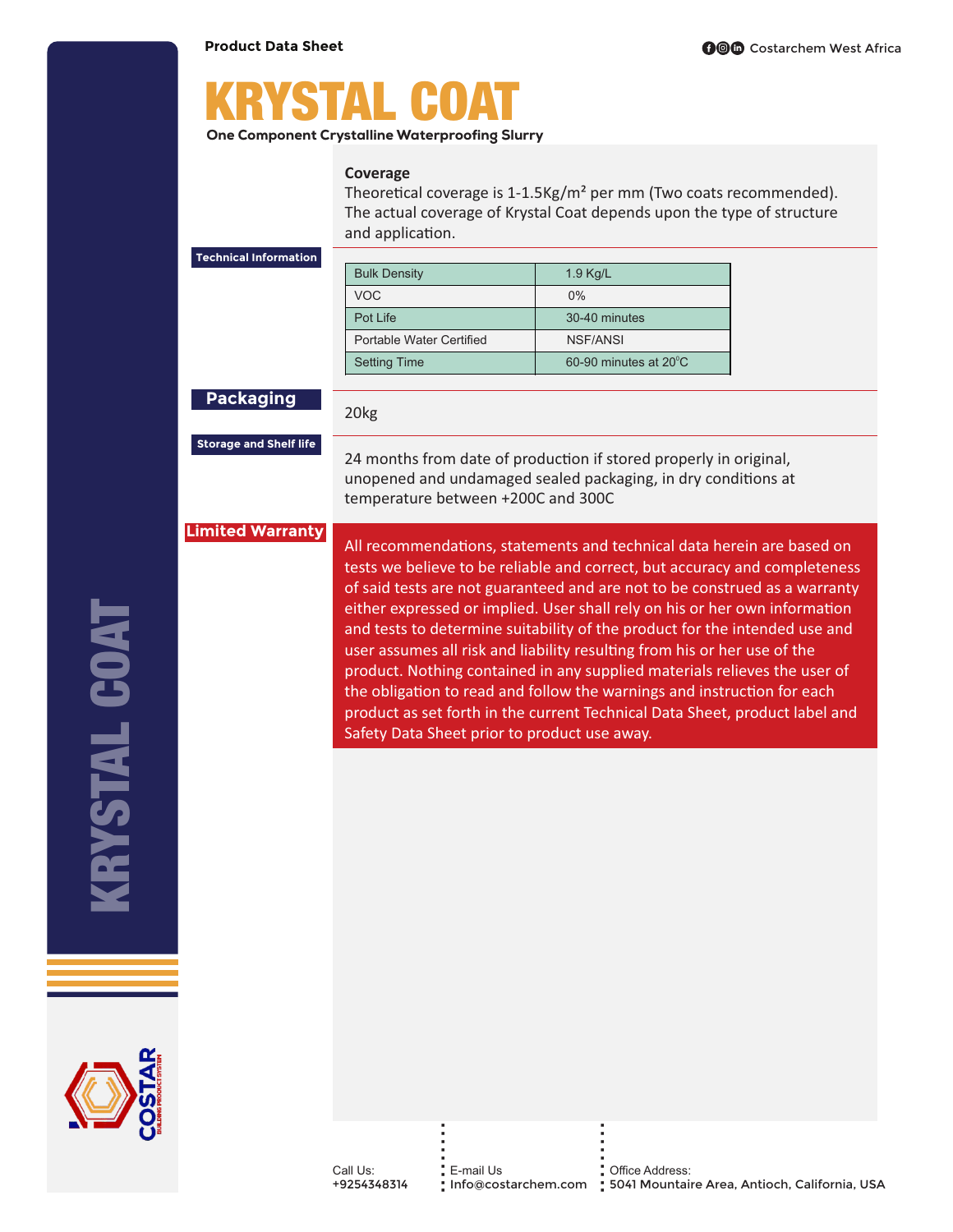Product Data Sheet

# KRYSTAL COAT

**One Component Crystalline Waterproofing Slurry**

## Coverage

Theoretical coverage is 1-1.5Kg/m² per mm (Two coats recommended). The actual coverage of Krystal Coat depends upon the type of structure and application.

## Technical Information

| | |
|---|---|
| Bulk Density | 1.9 Kg/L |
| VOC | 0% |
| Pot Life | 30-40 minutes |
| Portable Water Certified | NSF/ANSI |
| Setting Time | 60-90 minutes at 20°C |

## Packaging

20kg

## Storage and Shelf life

24 months from date of production if stored properly in original, unopened and undamaged sealed packaging, in dry conditions at temperature between +200C and 300C

## Limited Warranty

All recommendations, statements and technical data herein are based on tests we believe to be reliable and correct, but accuracy and completeness of said tests are not guaranteed and are not to be construed as a warranty either expressed or implied. User shall rely on his or her own information and tests to determine suitability of the product for the intended use and user assumes all risk and liability resulting from his or her use of the product. Nothing contained in any supplied materials relieves the user of the obligation to read and follow the warnings and instruction for each product as set forth in the current Technical Data Sheet, product label and Safety Data Sheet prior to product use away.

Call Us: +9254348314

E-mail Us: Info@costarchem.com

Office Address: 5041 Mountaire Area, Antioch, California, USA